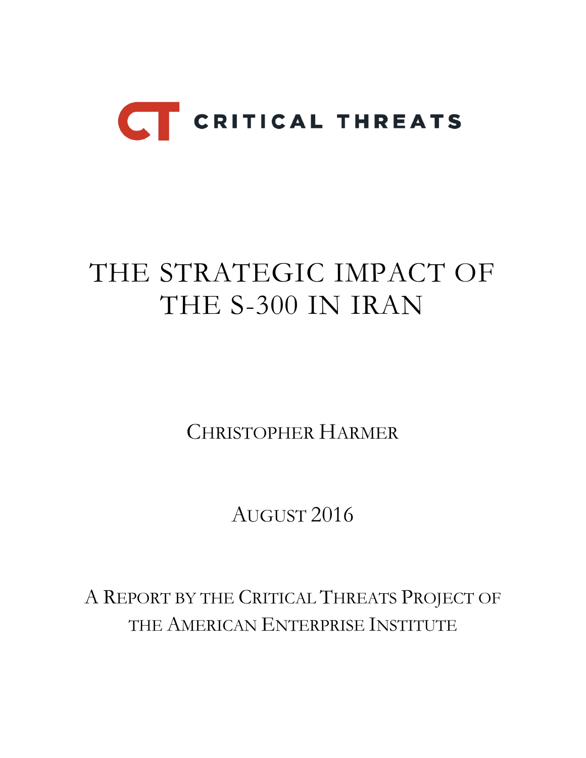CRITICAL THREATS

# THE STRATEGIC IMPACT OF THE S-300 IN IRAN

CHRISTOPHER HARMER

AUGUST 2016

A REPORT BY THE CRITICAL THREATS PROJECT OF THE AMERICAN ENTERPRISE INSTITUTE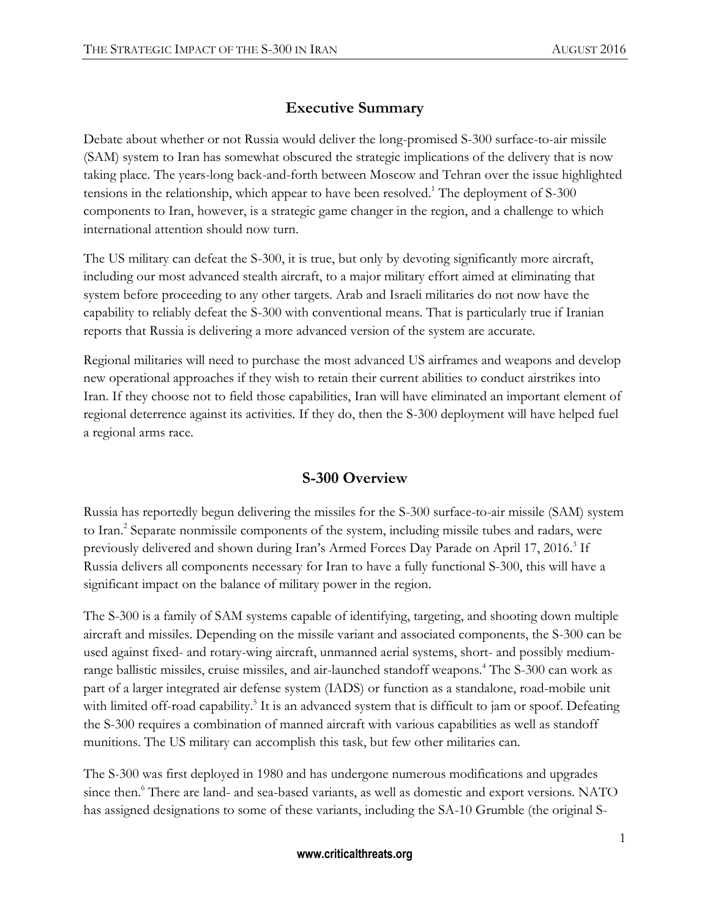## Executive Summary

Debate about whether or not Russia would deliver the long-promised S-300 surface-to-air missile (SAM) system to Iran has somewhat obscured the strategic implications of the delivery that is now taking place. The years-long back-and-forth between Moscow and Tehran over the issue highlighted tensions in the relationship, which appear to have been resolved.[1] The deployment of S-300 components to Iran, however, is a strategic game changer in the region, and a challenge to which international attention should now turn.

The US military can defeat the S-300, it is true, but only by devoting significantly more aircraft, including our most advanced stealth aircraft, to a major military effort aimed at eliminating that system before proceeding to any other targets. Arab and Israeli militaries do not now have the capability to reliably defeat the S-300 with conventional means. That is particularly true if Iranian reports that Russia is delivering a more advanced version of the system are accurate.

Regional militaries will need to purchase the most advanced US airframes and weapons and develop new operational approaches if they wish to retain their current abilities to conduct airstrikes into Iran. If they choose not to field those capabilities, Iran will have eliminated an important element of regional deterrence against its activities. If they do, then the S-300 deployment will have helped fuel a regional arms race.

## S-300 Overview

Russia has reportedly begun delivering the missiles for the S-300 surface-to-air missile (SAM) system to Iran.[2] Separate nonmissile components of the system, including missile tubes and radars, were previously delivered and shown during Iran's Armed Forces Day Parade on April 17, 2016.[3] If Russia delivers all components necessary for Iran to have a fully functional S-300, this will have a significant impact on the balance of military power in the region.

The S-300 is a family of SAM systems capable of identifying, targeting, and shooting down multiple aircraft and missiles. Depending on the missile variant and associated components, the S-300 can be used against fixed- and rotary-wing aircraft, unmanned aerial systems, short- and possibly medium-range ballistic missiles, cruise missiles, and air-launched standoff weapons.[4] The S-300 can work as part of a larger integrated air defense system (IADS) or function as a standalone, road-mobile unit with limited off-road capability.[5] It is an advanced system that is difficult to jam or spoof. Defeating the S-300 requires a combination of manned aircraft with various capabilities as well as standoff munitions. The US military can accomplish this task, but few other militaries can.

The S-300 was first deployed in 1980 and has undergone numerous modifications and upgrades since then.[6] There are land- and sea-based variants, as well as domestic and export versions. NATO has assigned designations to some of these variants, including the SA-10 Grumble (the original S-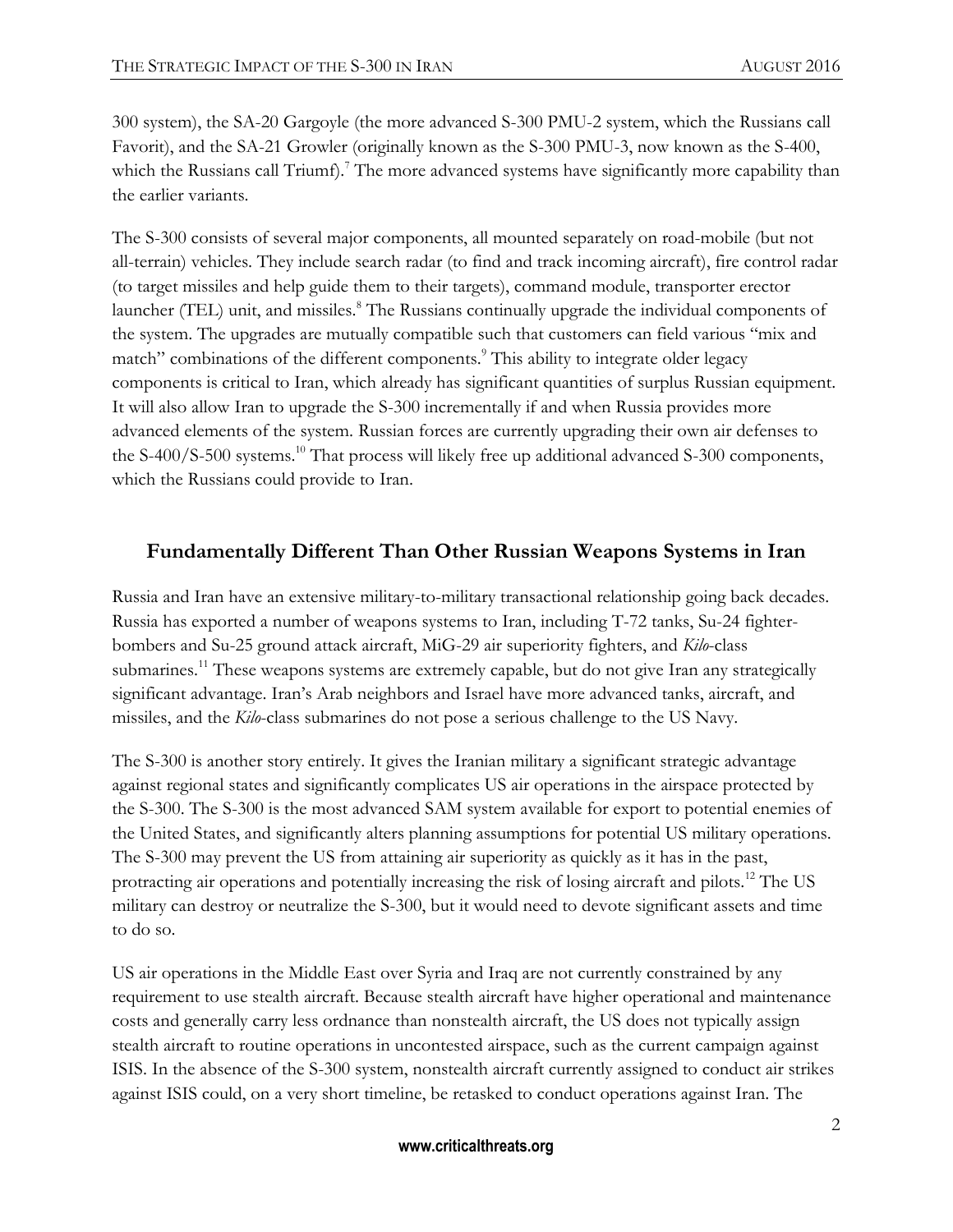300 system), the SA-20 Gargoyle (the more advanced S-300 PMU-2 system, which the Russians call Favorit), and the SA-21 Growler (originally known as the S-300 PMU-3, now known as the S-400, which the Russians call Triumf).[7] The more advanced systems have significantly more capability than the earlier variants.

The S-300 consists of several major components, all mounted separately on road-mobile (but not all-terrain) vehicles. They include search radar (to find and track incoming aircraft), fire control radar (to target missiles and help guide them to their targets), command module, transporter erector launcher (TEL) unit, and missiles.[8] The Russians continually upgrade the individual components of the system. The upgrades are mutually compatible such that customers can field various "mix and match" combinations of the different components.[9] This ability to integrate older legacy components is critical to Iran, which already has significant quantities of surplus Russian equipment. It will also allow Iran to upgrade the S-300 incrementally if and when Russia provides more advanced elements of the system. Russian forces are currently upgrading their own air defenses to the S-400/S-500 systems.[10] That process will likely free up additional advanced S-300 components, which the Russians could provide to Iran.

## Fundamentally Different Than Other Russian Weapons Systems in Iran

Russia and Iran have an extensive military-to-military transactional relationship going back decades. Russia has exported a number of weapons systems to Iran, including T-72 tanks, Su-24 fighter-bombers and Su-25 ground attack aircraft, MiG-29 air superiority fighters, and *Kilo*-class submarines.[11] These weapons systems are extremely capable, but do not give Iran any strategically significant advantage. Iran's Arab neighbors and Israel have more advanced tanks, aircraft, and missiles, and the *Kilo*-class submarines do not pose a serious challenge to the US Navy.

The S-300 is another story entirely. It gives the Iranian military a significant strategic advantage against regional states and significantly complicates US air operations in the airspace protected by the S-300. The S-300 is the most advanced SAM system available for export to potential enemies of the United States, and significantly alters planning assumptions for potential US military operations. The S-300 may prevent the US from attaining air superiority as quickly as it has in the past, protracting air operations and potentially increasing the risk of losing aircraft and pilots.[12] The US military can destroy or neutralize the S-300, but it would need to devote significant assets and time to do so.

US air operations in the Middle East over Syria and Iraq are not currently constrained by any requirement to use stealth aircraft. Because stealth aircraft have higher operational and maintenance costs and generally carry less ordnance than nonstealth aircraft, the US does not typically assign stealth aircraft to routine operations in uncontested airspace, such as the current campaign against ISIS. In the absence of the S-300 system, nonstealth aircraft currently assigned to conduct air strikes against ISIS could, on a very short timeline, be retasked to conduct operations against Iran. The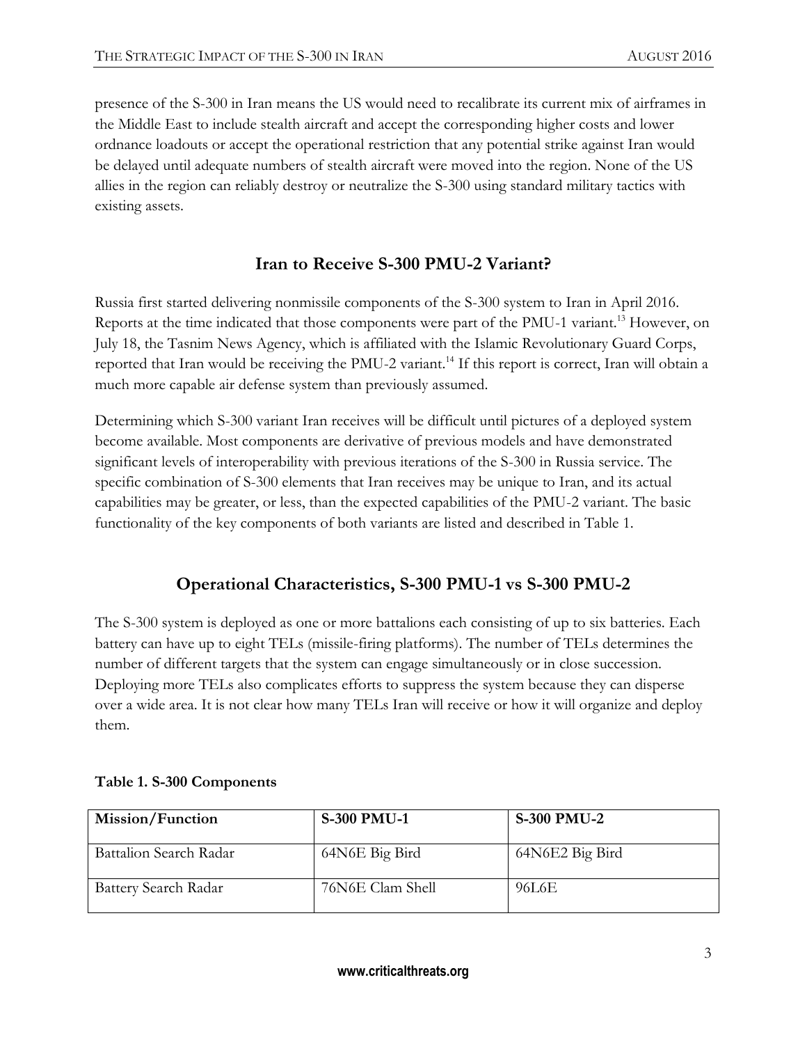presence of the S-300 in Iran means the US would need to recalibrate its current mix of airframes in the Middle East to include stealth aircraft and accept the corresponding higher costs and lower ordnance loadouts or accept the operational restriction that any potential strike against Iran would be delayed until adequate numbers of stealth aircraft were moved into the region. None of the US allies in the region can reliably destroy or neutralize the S-300 using standard military tactics with existing assets.

## Iran to Receive S-300 PMU-2 Variant?

Russia first started delivering nonmissile components of the S-300 system to Iran in April 2016. Reports at the time indicated that those components were part of the PMU-1 variant.[13] However, on July 18, the Tasnim News Agency, which is affiliated with the Islamic Revolutionary Guard Corps, reported that Iran would be receiving the PMU-2 variant.[14] If this report is correct, Iran will obtain a much more capable air defense system than previously assumed.

Determining which S-300 variant Iran receives will be difficult until pictures of a deployed system become available. Most components are derivative of previous models and have demonstrated significant levels of interoperability with previous iterations of the S-300 in Russia service. The specific combination of S-300 elements that Iran receives may be unique to Iran, and its actual capabilities may be greater, or less, than the expected capabilities of the PMU-2 variant. The basic functionality of the key components of both variants are listed and described in Table 1.

## Operational Characteristics, S-300 PMU-1 vs S-300 PMU-2

The S-300 system is deployed as one or more battalions each consisting of up to six batteries. Each battery can have up to eight TELs (missile-firing platforms). The number of TELs determines the number of different targets that the system can engage simultaneously or in close succession. Deploying more TELs also complicates efforts to suppress the system because they can disperse over a wide area. It is not clear how many TELs Iran will receive or how it will organize and deploy them.

**Table 1. S-300 Components**

| Mission/Function | S-300 PMU-1 | S-300 PMU-2 |
|---|---|---|
| Battalion Search Radar | 64N6E Big Bird | 64N6E2 Big Bird |
| Battery Search Radar | 76N6E Clam Shell | 96L6E |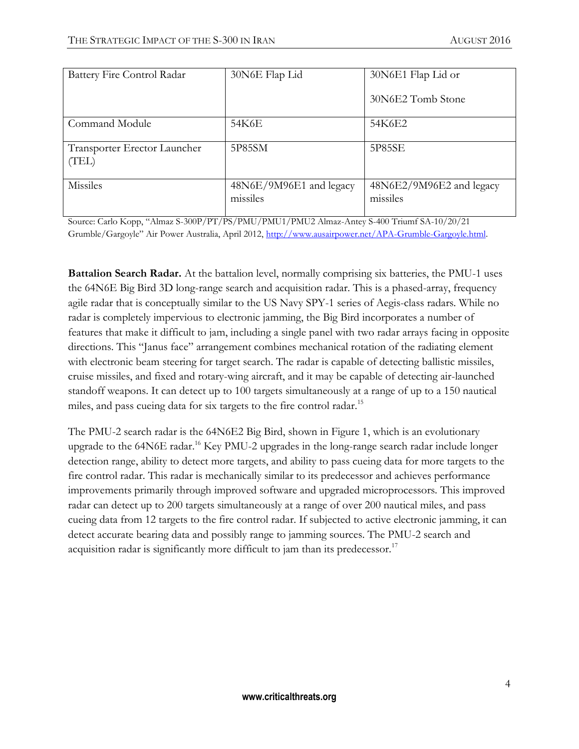| Battery Fire Control Radar | 30N6E Flap Lid | 30N6E1 Flap Lid or<br><br>30N6E2 Tomb Stone |
|---|---|---|
| Command Module | 54K6E | 54K6E2 |
| Transporter Erector Launcher (TEL) | 5P85SM | 5P85SE |
| Missiles | 48N6E/9M96E1 and legacy missiles | 48N6E2/9M96E2 and legacy missiles |

Source: Carlo Kopp, "Almaz S-300P/PT/PS/PMU/PMU1/PMU2 Almaz-Antey S-400 Triumf SA-10/20/21 Grumble/Gargoyle" Air Power Australia, April 2012, http://www.ausairpower.net/APA-Grumble-Gargoyle.html.

**Battalion Search Radar.** At the battalion level, normally comprising six batteries, the PMU-1 uses the 64N6E Big Bird 3D long-range search and acquisition radar. This is a phased-array, frequency agile radar that is conceptually similar to the US Navy SPY-1 series of Aegis-class radars. While no radar is completely impervious to electronic jamming, the Big Bird incorporates a number of features that make it difficult to jam, including a single panel with two radar arrays facing in opposite directions. This "Janus face" arrangement combines mechanical rotation of the radiating element with electronic beam steering for target search. The radar is capable of detecting ballistic missiles, cruise missiles, and fixed and rotary-wing aircraft, and it may be capable of detecting air-launched standoff weapons. It can detect up to 100 targets simultaneously at a range of up to a 150 nautical miles, and pass cueing data for six targets to the fire control radar.[15]

The PMU-2 search radar is the 64N6E2 Big Bird, shown in Figure 1, which is an evolutionary upgrade to the 64N6E radar.[16] Key PMU-2 upgrades in the long-range search radar include longer detection range, ability to detect more targets, and ability to pass cueing data for more targets to the fire control radar. This radar is mechanically similar to its predecessor and achieves performance improvements primarily through improved software and upgraded microprocessors. This improved radar can detect up to 200 targets simultaneously at a range of over 200 nautical miles, and pass cueing data from 12 targets to the fire control radar. If subjected to active electronic jamming, it can detect accurate bearing data and possibly range to jamming sources. The PMU-2 search and acquisition radar is significantly more difficult to jam than its predecessor.[17]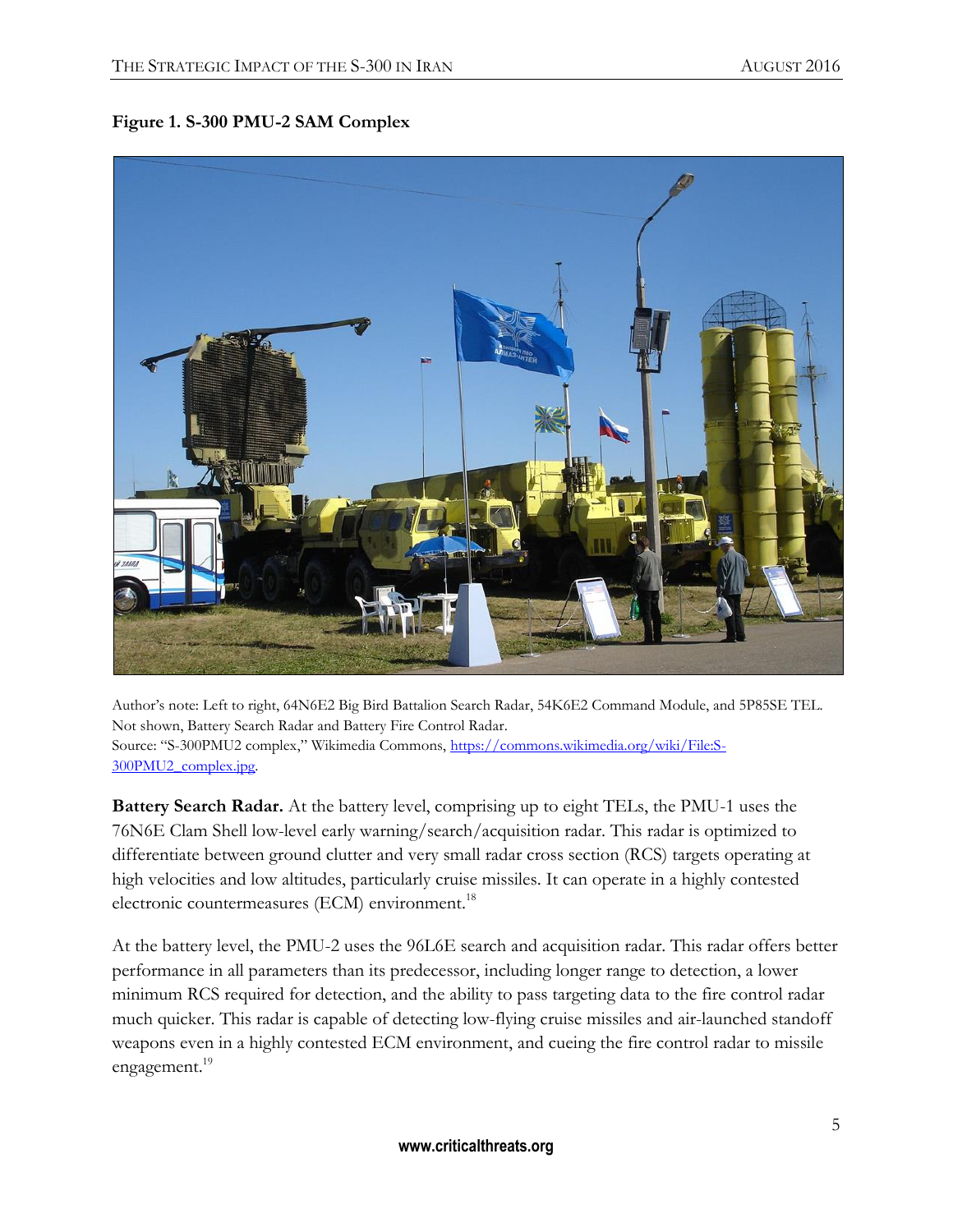**Figure 1. S-300 PMU-2 SAM Complex**

Author's note: Left to right, 64N6E2 Big Bird Battalion Search Radar, 54K6E2 Command Module, and 5P85SE TEL. Not shown, Battery Search Radar and Battery Fire Control Radar.
Source: "S-300PMU2 complex," Wikimedia Commons, https://commons.wikimedia.org/wiki/File:S-300PMU2_complex.jpg.

**Battery Search Radar.** At the battery level, comprising up to eight TELs, the PMU-1 uses the 76N6E Clam Shell low-level early warning/search/acquisition radar. This radar is optimized to differentiate between ground clutter and very small radar cross section (RCS) targets operating at high velocities and low altitudes, particularly cruise missiles. It can operate in a highly contested electronic countermeasures (ECM) environment.[18]

At the battery level, the PMU-2 uses the 96L6E search and acquisition radar. This radar offers better performance in all parameters than its predecessor, including longer range to detection, a lower minimum RCS required for detection, and the ability to pass targeting data to the fire control radar much quicker. This radar is capable of detecting low-flying cruise missiles and air-launched standoff weapons even in a highly contested ECM environment, and cueing the fire control radar to missile engagement.[19]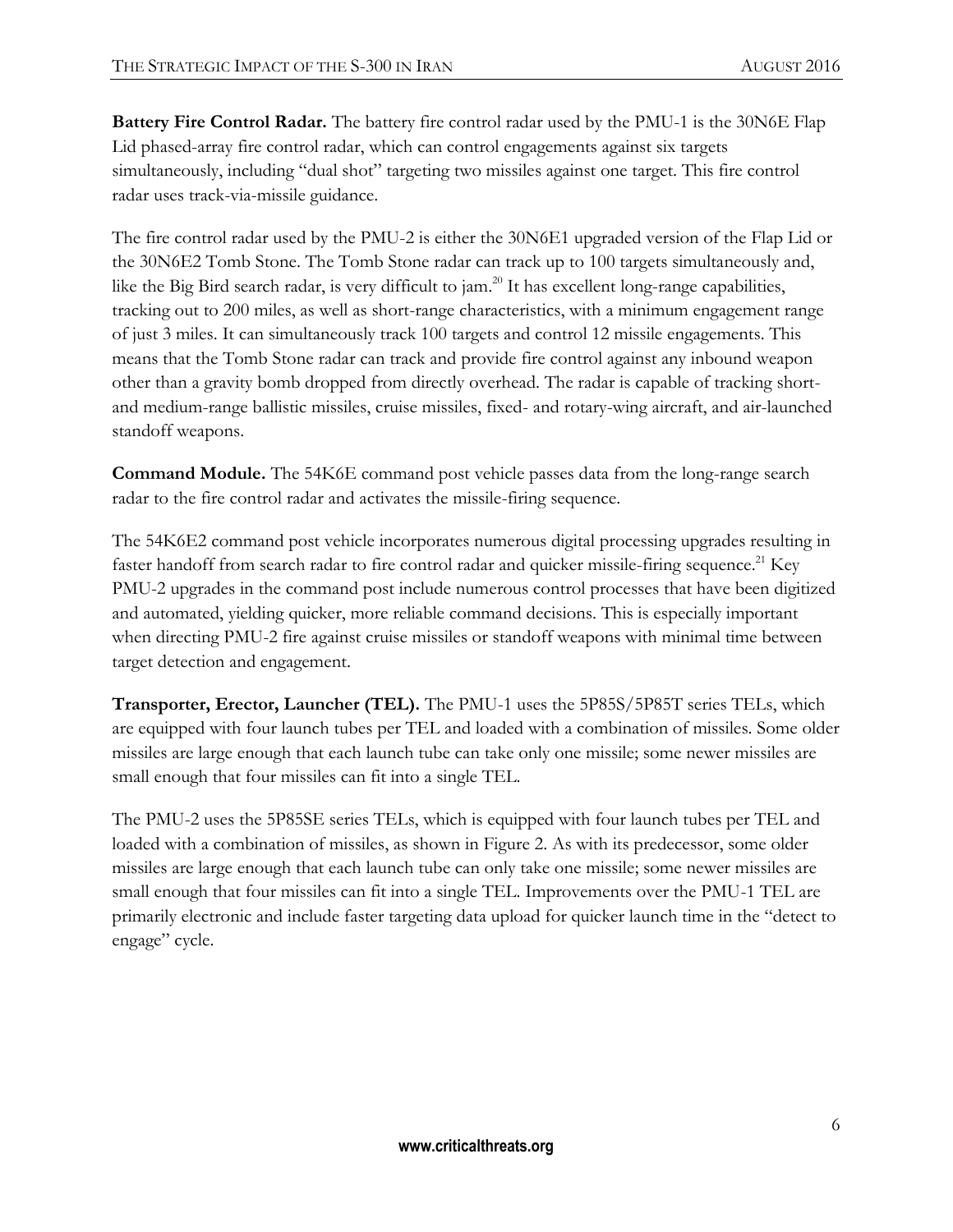**Battery Fire Control Radar.** The battery fire control radar used by the PMU-1 is the 30N6E Flap Lid phased-array fire control radar, which can control engagements against six targets simultaneously, including "dual shot" targeting two missiles against one target. This fire control radar uses track-via-missile guidance.

The fire control radar used by the PMU-2 is either the 30N6E1 upgraded version of the Flap Lid or the 30N6E2 Tomb Stone. The Tomb Stone radar can track up to 100 targets simultaneously and, like the Big Bird search radar, is very difficult to jam.[20] It has excellent long-range capabilities, tracking out to 200 miles, as well as short-range characteristics, with a minimum engagement range of just 3 miles. It can simultaneously track 100 targets and control 12 missile engagements. This means that the Tomb Stone radar can track and provide fire control against any inbound weapon other than a gravity bomb dropped from directly overhead. The radar is capable of tracking short- and medium-range ballistic missiles, cruise missiles, fixed- and rotary-wing aircraft, and air-launched standoff weapons.

**Command Module.** The 54K6E command post vehicle passes data from the long-range search radar to the fire control radar and activates the missile-firing sequence.

The 54K6E2 command post vehicle incorporates numerous digital processing upgrades resulting in faster handoff from search radar to fire control radar and quicker missile-firing sequence.[21] Key PMU-2 upgrades in the command post include numerous control processes that have been digitized and automated, yielding quicker, more reliable command decisions. This is especially important when directing PMU-2 fire against cruise missiles or standoff weapons with minimal time between target detection and engagement.

**Transporter, Erector, Launcher (TEL).** The PMU-1 uses the 5P85S/5P85T series TELs, which are equipped with four launch tubes per TEL and loaded with a combination of missiles. Some older missiles are large enough that each launch tube can take only one missile; some newer missiles are small enough that four missiles can fit into a single TEL.

The PMU-2 uses the 5P85SE series TELs, which is equipped with four launch tubes per TEL and loaded with a combination of missiles, as shown in Figure 2. As with its predecessor, some older missiles are large enough that each launch tube can only take one missile; some newer missiles are small enough that four missiles can fit into a single TEL. Improvements over the PMU-1 TEL are primarily electronic and include faster targeting data upload for quicker launch time in the "detect to engage" cycle.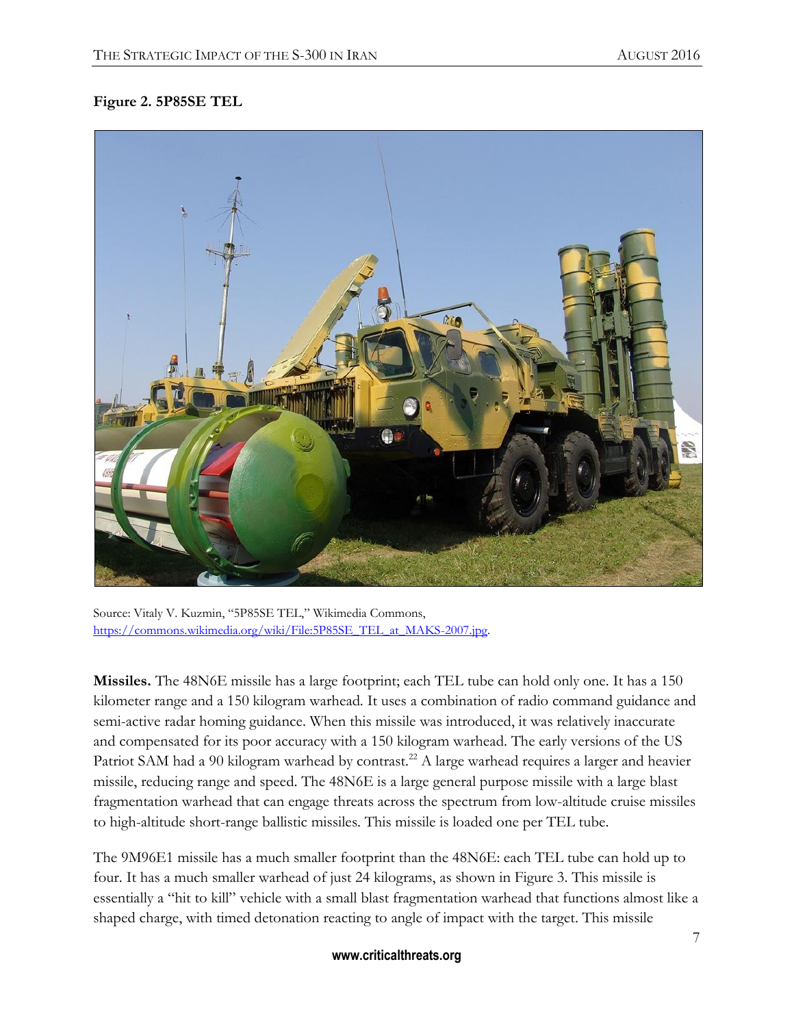**Figure 2. 5P85SE TEL**

Source: Vitaly V. Kuzmin, "5P85SE TEL," Wikimedia Commons, https://commons.wikimedia.org/wiki/File:5P85SE_TEL_at_MAKS-2007.jpg.

**Missiles.** The 48N6E missile has a large footprint; each TEL tube can hold only one. It has a 150 kilometer range and a 150 kilogram warhead. It uses a combination of radio command guidance and semi-active radar homing guidance. When this missile was introduced, it was relatively inaccurate and compensated for its poor accuracy with a 150 kilogram warhead. The early versions of the US Patriot SAM had a 90 kilogram warhead by contrast.[22] A large warhead requires a larger and heavier missile, reducing range and speed. The 48N6E is a large general purpose missile with a large blast fragmentation warhead that can engage threats across the spectrum from low-altitude cruise missiles to high-altitude short-range ballistic missiles. This missile is loaded one per TEL tube.

The 9M96E1 missile has a much smaller footprint than the 48N6E: each TEL tube can hold up to four. It has a much smaller warhead of just 24 kilograms, as shown in Figure 3. This missile is essentially a "hit to kill" vehicle with a small blast fragmentation warhead that functions almost like a shaped charge, with timed detonation reacting to angle of impact with the target. This missile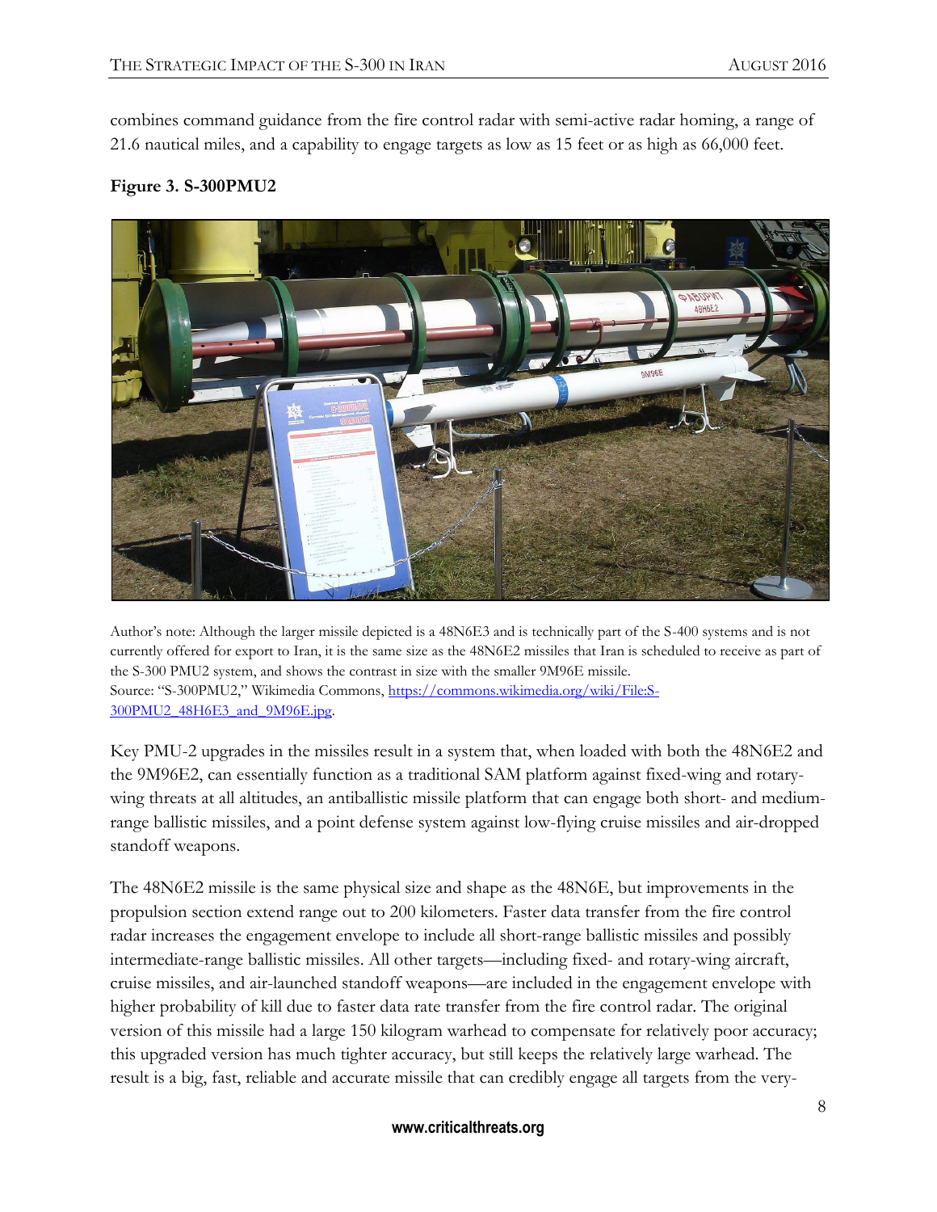combines command guidance from the fire control radar with semi-active radar homing, a range of 21.6 nautical miles, and a capability to engage targets as low as 15 feet or as high as 66,000 feet.

**Figure 3. S-300PMU2**

Author's note: Although the larger missile depicted is a 48N6E3 and is technically part of the S-400 systems and is not currently offered for export to Iran, it is the same size as the 48N6E2 missiles that Iran is scheduled to receive as part of the S-300 PMU2 system, and shows the contrast in size with the smaller 9M96E missile.
Source: "S-300PMU2," Wikimedia Commons, https://commons.wikimedia.org/wiki/File:S-300PMU2_48H6E3_and_9M96E.jpg.

Key PMU-2 upgrades in the missiles result in a system that, when loaded with both the 48N6E2 and the 9M96E2, can essentially function as a traditional SAM platform against fixed-wing and rotary-wing threats at all altitudes, an antiballistic missile platform that can engage both short- and medium-range ballistic missiles, and a point defense system against low-flying cruise missiles and air-dropped standoff weapons.

The 48N6E2 missile is the same physical size and shape as the 48N6E, but improvements in the propulsion section extend range out to 200 kilometers. Faster data transfer from the fire control radar increases the engagement envelope to include all short-range ballistic missiles and possibly intermediate-range ballistic missiles. All other targets—including fixed- and rotary-wing aircraft, cruise missiles, and air-launched standoff weapons—are included in the engagement envelope with higher probability of kill due to faster data rate transfer from the fire control radar. The original version of this missile had a large 150 kilogram warhead to compensate for relatively poor accuracy; this upgraded version has much tighter accuracy, but still keeps the relatively large warhead. The result is a big, fast, reliable and accurate missile that can credibly engage all targets from the very-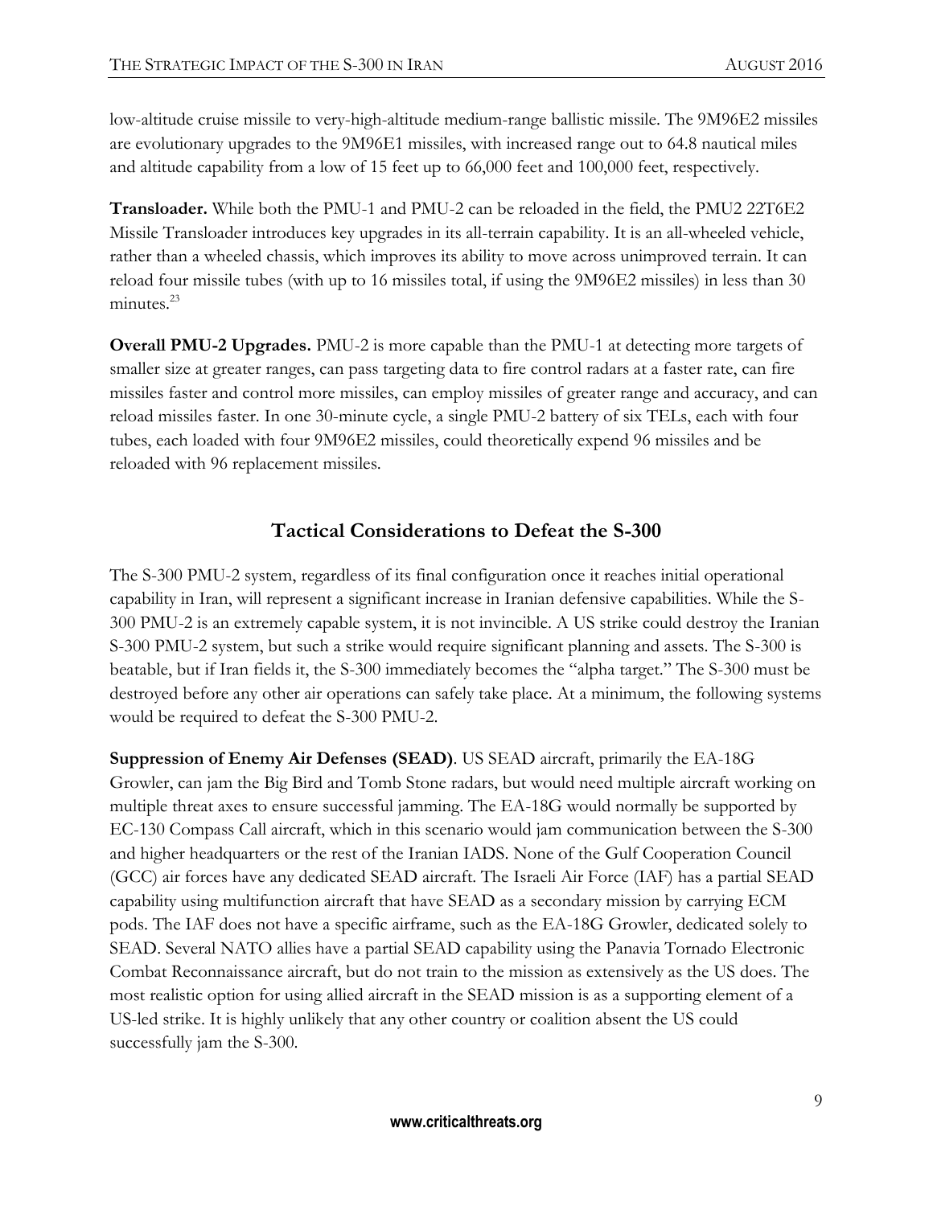low-altitude cruise missile to very-high-altitude medium-range ballistic missile. The 9M96E2 missiles are evolutionary upgrades to the 9M96E1 missiles, with increased range out to 64.8 nautical miles and altitude capability from a low of 15 feet up to 66,000 feet and 100,000 feet, respectively.

**Transloader.** While both the PMU-1 and PMU-2 can be reloaded in the field, the PMU2 22T6E2 Missile Transloader introduces key upgrades in its all-terrain capability. It is an all-wheeled vehicle, rather than a wheeled chassis, which improves its ability to move across unimproved terrain. It can reload four missile tubes (with up to 16 missiles total, if using the 9M96E2 missiles) in less than 30 minutes.[23]

**Overall PMU-2 Upgrades.** PMU-2 is more capable than the PMU-1 at detecting more targets of smaller size at greater ranges, can pass targeting data to fire control radars at a faster rate, can fire missiles faster and control more missiles, can employ missiles of greater range and accuracy, and can reload missiles faster. In one 30-minute cycle, a single PMU-2 battery of six TELs, each with four tubes, each loaded with four 9M96E2 missiles, could theoretically expend 96 missiles and be reloaded with 96 replacement missiles.

## Tactical Considerations to Defeat the S-300

The S-300 PMU-2 system, regardless of its final configuration once it reaches initial operational capability in Iran, will represent a significant increase in Iranian defensive capabilities. While the S-300 PMU-2 is an extremely capable system, it is not invincible. A US strike could destroy the Iranian S-300 PMU-2 system, but such a strike would require significant planning and assets. The S-300 is beatable, but if Iran fields it, the S-300 immediately becomes the "alpha target." The S-300 must be destroyed before any other air operations can safely take place. At a minimum, the following systems would be required to defeat the S-300 PMU-2.

**Suppression of Enemy Air Defenses (SEAD)**. US SEAD aircraft, primarily the EA-18G Growler, can jam the Big Bird and Tomb Stone radars, but would need multiple aircraft working on multiple threat axes to ensure successful jamming. The EA-18G would normally be supported by EC-130 Compass Call aircraft, which in this scenario would jam communication between the S-300 and higher headquarters or the rest of the Iranian IADS. None of the Gulf Cooperation Council (GCC) air forces have any dedicated SEAD aircraft. The Israeli Air Force (IAF) has a partial SEAD capability using multifunction aircraft that have SEAD as a secondary mission by carrying ECM pods. The IAF does not have a specific airframe, such as the EA-18G Growler, dedicated solely to SEAD. Several NATO allies have a partial SEAD capability using the Panavia Tornado Electronic Combat Reconnaissance aircraft, but do not train to the mission as extensively as the US does. The most realistic option for using allied aircraft in the SEAD mission is as a supporting element of a US-led strike. It is highly unlikely that any other country or coalition absent the US could successfully jam the S-300.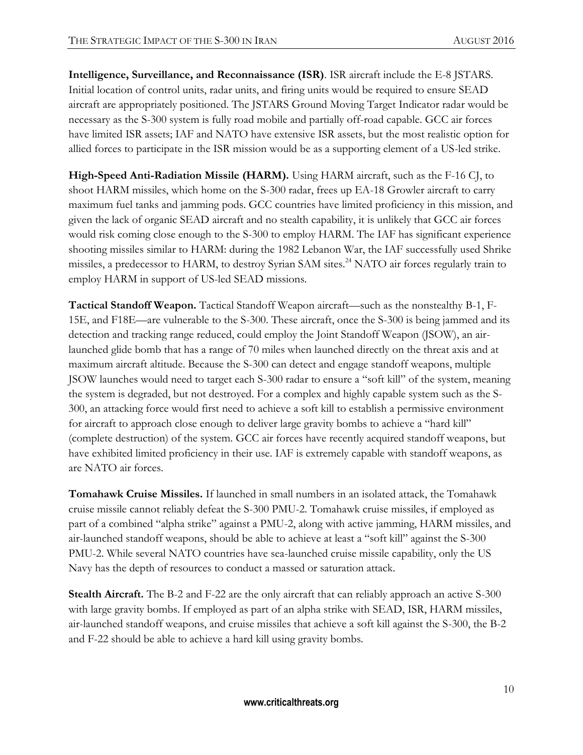**Intelligence, Surveillance, and Reconnaissance (ISR)**. ISR aircraft include the E-8 JSTARS. Initial location of control units, radar units, and firing units would be required to ensure SEAD aircraft are appropriately positioned. The JSTARS Ground Moving Target Indicator radar would be necessary as the S-300 system is fully road mobile and partially off-road capable. GCC air forces have limited ISR assets; IAF and NATO have extensive ISR assets, but the most realistic option for allied forces to participate in the ISR mission would be as a supporting element of a US-led strike.

**High-Speed Anti-Radiation Missile (HARM).** Using HARM aircraft, such as the F-16 CJ, to shoot HARM missiles, which home on the S-300 radar, frees up EA-18 Growler aircraft to carry maximum fuel tanks and jamming pods. GCC countries have limited proficiency in this mission, and given the lack of organic SEAD aircraft and no stealth capability, it is unlikely that GCC air forces would risk coming close enough to the S-300 to employ HARM. The IAF has significant experience shooting missiles similar to HARM: during the 1982 Lebanon War, the IAF successfully used Shrike missiles, a predecessor to HARM, to destroy Syrian SAM sites.[24] NATO air forces regularly train to employ HARM in support of US-led SEAD missions.

**Tactical Standoff Weapon.** Tactical Standoff Weapon aircraft—such as the nonstealthy B-1, F-15E, and F18E—are vulnerable to the S-300. These aircraft, once the S-300 is being jammed and its detection and tracking range reduced, could employ the Joint Standoff Weapon (JSOW), an air-launched glide bomb that has a range of 70 miles when launched directly on the threat axis and at maximum aircraft altitude. Because the S-300 can detect and engage standoff weapons, multiple JSOW launches would need to target each S-300 radar to ensure a "soft kill" of the system, meaning the system is degraded, but not destroyed. For a complex and highly capable system such as the S-300, an attacking force would first need to achieve a soft kill to establish a permissive environment for aircraft to approach close enough to deliver large gravity bombs to achieve a "hard kill" (complete destruction) of the system. GCC air forces have recently acquired standoff weapons, but have exhibited limited proficiency in their use. IAF is extremely capable with standoff weapons, as are NATO air forces.

**Tomahawk Cruise Missiles.** If launched in small numbers in an isolated attack, the Tomahawk cruise missile cannot reliably defeat the S-300 PMU-2. Tomahawk cruise missiles, if employed as part of a combined "alpha strike" against a PMU-2, along with active jamming, HARM missiles, and air-launched standoff weapons, should be able to achieve at least a "soft kill" against the S-300 PMU-2. While several NATO countries have sea-launched cruise missile capability, only the US Navy has the depth of resources to conduct a massed or saturation attack.

**Stealth Aircraft.** The B-2 and F-22 are the only aircraft that can reliably approach an active S-300 with large gravity bombs. If employed as part of an alpha strike with SEAD, ISR, HARM missiles, air-launched standoff weapons, and cruise missiles that achieve a soft kill against the S-300, the B-2 and F-22 should be able to achieve a hard kill using gravity bombs.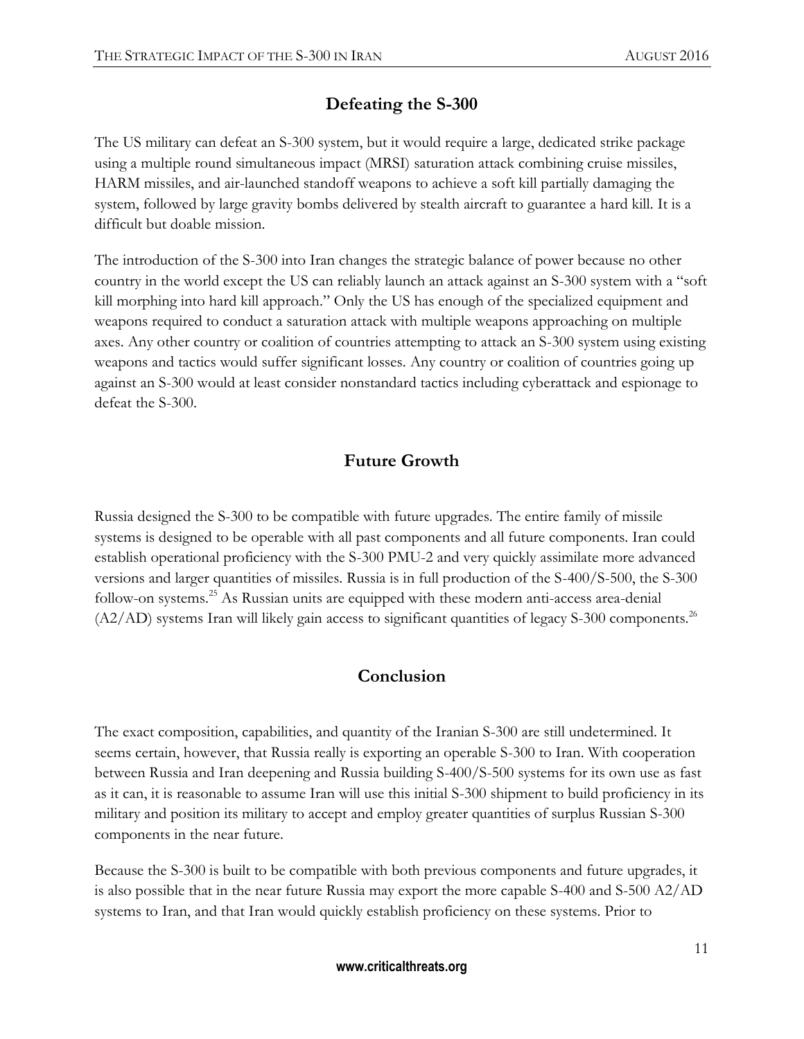## Defeating the S-300

The US military can defeat an S-300 system, but it would require a large, dedicated strike package using a multiple round simultaneous impact (MRSI) saturation attack combining cruise missiles, HARM missiles, and air-launched standoff weapons to achieve a soft kill partially damaging the system, followed by large gravity bombs delivered by stealth aircraft to guarantee a hard kill. It is a difficult but doable mission.

The introduction of the S-300 into Iran changes the strategic balance of power because no other country in the world except the US can reliably launch an attack against an S-300 system with a "soft kill morphing into hard kill approach." Only the US has enough of the specialized equipment and weapons required to conduct a saturation attack with multiple weapons approaching on multiple axes. Any other country or coalition of countries attempting to attack an S-300 system using existing weapons and tactics would suffer significant losses. Any country or coalition of countries going up against an S-300 would at least consider nonstandard tactics including cyberattack and espionage to defeat the S-300.

## Future Growth

Russia designed the S-300 to be compatible with future upgrades. The entire family of missile systems is designed to be operable with all past components and all future components. Iran could establish operational proficiency with the S-300 PMU-2 and very quickly assimilate more advanced versions and larger quantities of missiles. Russia is in full production of the S-400/S-500, the S-300 follow-on systems.[25] As Russian units are equipped with these modern anti-access area-denial (A2/AD) systems Iran will likely gain access to significant quantities of legacy S-300 components.[26]

## Conclusion

The exact composition, capabilities, and quantity of the Iranian S-300 are still undetermined. It seems certain, however, that Russia really is exporting an operable S-300 to Iran. With cooperation between Russia and Iran deepening and Russia building S-400/S-500 systems for its own use as fast as it can, it is reasonable to assume Iran will use this initial S-300 shipment to build proficiency in its military and position its military to accept and employ greater quantities of surplus Russian S-300 components in the near future.

Because the S-300 is built to be compatible with both previous components and future upgrades, it is also possible that in the near future Russia may export the more capable S-400 and S-500 A2/AD systems to Iran, and that Iran would quickly establish proficiency on these systems. Prior to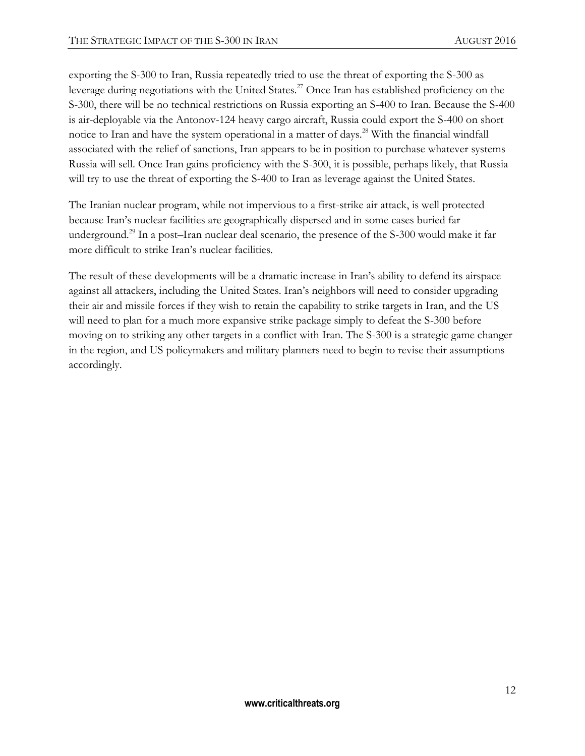exporting the S-300 to Iran, Russia repeatedly tried to use the threat of exporting the S-300 as leverage during negotiations with the United States.[27] Once Iran has established proficiency on the S-300, there will be no technical restrictions on Russia exporting an S-400 to Iran. Because the S-400 is air-deployable via the Antonov-124 heavy cargo aircraft, Russia could export the S-400 on short notice to Iran and have the system operational in a matter of days.[28] With the financial windfall associated with the relief of sanctions, Iran appears to be in position to purchase whatever systems Russia will sell. Once Iran gains proficiency with the S-300, it is possible, perhaps likely, that Russia will try to use the threat of exporting the S-400 to Iran as leverage against the United States.

The Iranian nuclear program, while not impervious to a first-strike air attack, is well protected because Iran's nuclear facilities are geographically dispersed and in some cases buried far underground.[29] In a post–Iran nuclear deal scenario, the presence of the S-300 would make it far more difficult to strike Iran's nuclear facilities.

The result of these developments will be a dramatic increase in Iran's ability to defend its airspace against all attackers, including the United States. Iran's neighbors will need to consider upgrading their air and missile forces if they wish to retain the capability to strike targets in Iran, and the US will need to plan for a much more expansive strike package simply to defeat the S-300 before moving on to striking any other targets in a conflict with Iran. The S-300 is a strategic game changer in the region, and US policymakers and military planners need to begin to revise their assumptions accordingly.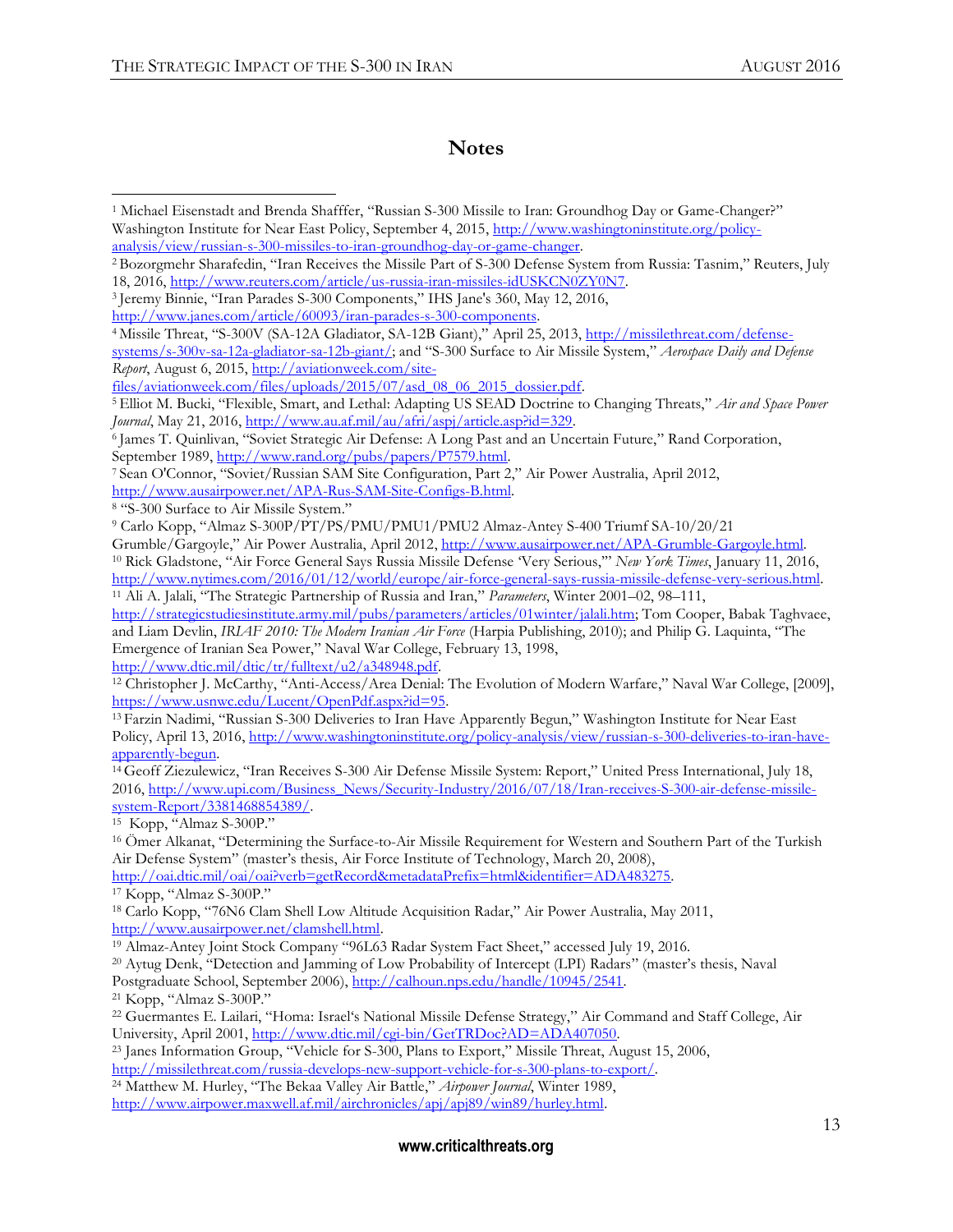## Notes

[1] Michael Eisenstadt and Brenda Shafffer, "Russian S-300 Missile to Iran: Groundhog Day or Game-Changer?" Washington Institute for Near East Policy, September 4, 2015, http://www.washingtoninstitute.org/policy-analysis/view/russian-s-300-missiles-to-iran-groundhog-day-or-game-changer.

[2] Bozorgmehr Sharafedin, "Iran Receives the Missile Part of S-300 Defense System from Russia: Tasnim," Reuters, July 18, 2016, http://www.reuters.com/article/us-russia-iran-missiles-idUSKCN0ZY0N7.

[3] Jeremy Binnie, "Iran Parades S-300 Components," IHS Jane's 360, May 12, 2016, http://www.janes.com/article/60093/iran-parades-s-300-components.

[4] Missile Threat, "S-300V (SA-12A Gladiator, SA-12B Giant)," April 25, 2013, http://missilethreat.com/defense-systems/s-300v-sa-12a-gladiator-sa-12b-giant/; and "S-300 Surface to Air Missile System," *Aerospace Daily and Defense Report*, August 6, 2015, http://aviationweek.com/site-files/aviationweek.com/files/uploads/2015/07/asd_08_06_2015_dossier.pdf.

[5] Elliot M. Bucki, "Flexible, Smart, and Lethal: Adapting US SEAD Doctrine to Changing Threats," *Air and Space Power Journal*, May 21, 2016, http://www.au.af.mil/au/afri/aspj/article.asp?id=329.

[6] James T. Quinlivan, "Soviet Strategic Air Defense: A Long Past and an Uncertain Future," Rand Corporation, September 1989, http://www.rand.org/pubs/papers/P7579.html.

[7] Sean O'Connor, "Soviet/Russian SAM Site Configuration, Part 2," Air Power Australia, April 2012, http://www.ausairpower.net/APA-Rus-SAM-Site-Configs-B.html.

[8] "S-300 Surface to Air Missile System."

[9] Carlo Kopp, "Almaz S-300P/PT/PS/PMU/PMU1/PMU2 Almaz-Antey S-400 Triumf SA-10/20/21 Grumble/Gargoyle," Air Power Australia, April 2012, http://www.ausairpower.net/APA-Grumble-Gargoyle.html.

[10] Rick Gladstone, "Air Force General Says Russia Missile Defense 'Very Serious,'" *New York Times*, January 11, 2016, http://www.nytimes.com/2016/01/12/world/europe/air-force-general-says-russia-missile-defense-very-serious.html.

[11] Ali A. Jalali, "The Strategic Partnership of Russia and Iran," *Parameters*, Winter 2001–02, 98–111, http://strategicstudiesinstitute.army.mil/pubs/parameters/articles/01winter/jalali.htm; Tom Cooper, Babak Taghvaee, and Liam Devlin, *IRIAF 2010: The Modern Iranian Air Force* (Harpia Publishing, 2010); and Philip G. Laquinta, "The Emergence of Iranian Sea Power," Naval War College, February 13, 1998, http://www.dtic.mil/dtic/tr/fulltext/u2/a348948.pdf.

[12] Christopher J. McCarthy, "Anti-Access/Area Denial: The Evolution of Modern Warfare," Naval War College, [2009], https://www.usnwc.edu/Lucent/OpenPdf.aspx?id=95.

[13] Farzin Nadimi, "Russian S-300 Deliveries to Iran Have Apparently Begun," Washington Institute for Near East Policy, April 13, 2016, http://www.washingtoninstitute.org/policy-analysis/view/russian-s-300-deliveries-to-iran-have-apparently-begun.

[14] Geoff Ziezulewicz, "Iran Receives S-300 Air Defense Missile System: Report," United Press International, July 18, 2016, http://www.upi.com/Business_News/Security-Industry/2016/07/18/Iran-receives-S-300-air-defense-missile-system-Report/3381468854389/.

[15] Kopp, "Almaz S-300P."

[16] Ömer Alkanat, "Determining the Surface-to-Air Missile Requirement for Western and Southern Part of the Turkish Air Defense System" (master's thesis, Air Force Institute of Technology, March 20, 2008), http://oai.dtic.mil/oai/oai?verb=getRecord&metadataPrefix=html&identifier=ADA483275.

[17] Kopp, "Almaz S-300P."

[18] Carlo Kopp, "76N6 Clam Shell Low Altitude Acquisition Radar," Air Power Australia, May 2011, http://www.ausairpower.net/clamshell.html.

[19] Almaz-Antey Joint Stock Company "96L63 Radar System Fact Sheet," accessed July 19, 2016.

[20] Aytug Denk, "Detection and Jamming of Low Probability of Intercept (LPI) Radars" (master's thesis, Naval Postgraduate School, September 2006), http://calhoun.nps.edu/handle/10945/2541.

[21] Kopp, "Almaz S-300P."

[22] Guermantes E. Lailari, "Homa: Israel's National Missile Defense Strategy," Air Command and Staff College, Air University, April 2001, http://www.dtic.mil/cgi-bin/GetTRDoc?AD=ADA407050.

[23] Janes Information Group, "Vehicle for S-300, Plans to Export," Missile Threat, August 15, 2006, http://missilethreat.com/russia-develops-new-support-vehicle-for-s-300-plans-to-export/.

[24] Matthew M. Hurley, "The Bekaa Valley Air Battle," *Airpower Journal*, Winter 1989, http://www.airpower.maxwell.af.mil/airchronicles/apj/apj89/win89/hurley.html.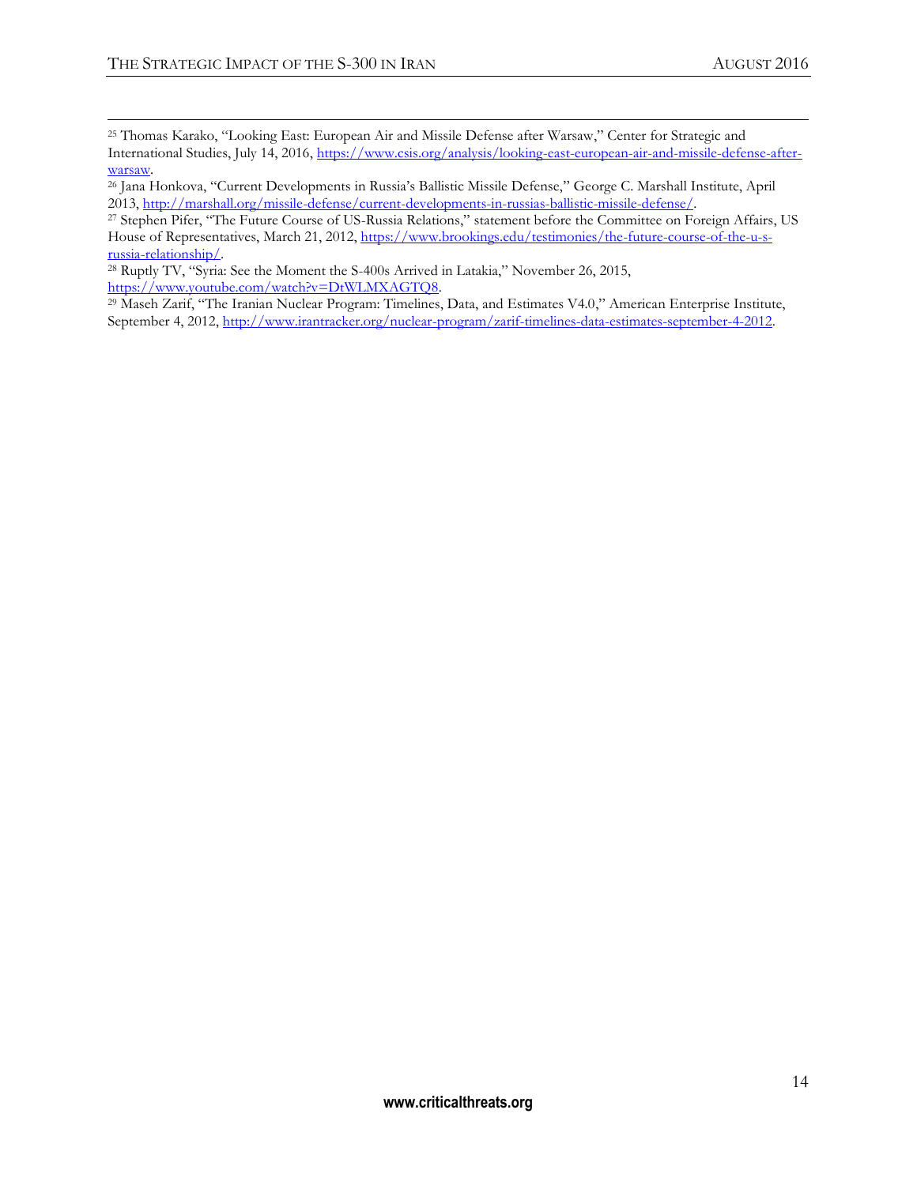[25] Thomas Karako, "Looking East: European Air and Missile Defense after Warsaw," Center for Strategic and International Studies, July 14, 2016, https://www.csis.org/analysis/looking-east-european-air-and-missile-defense-after-warsaw.

[26] Jana Honkova, "Current Developments in Russia's Ballistic Missile Defense," George C. Marshall Institute, April 2013, http://marshall.org/missile-defense/current-developments-in-russias-ballistic-missile-defense/.

[27] Stephen Pifer, "The Future Course of US-Russia Relations," statement before the Committee on Foreign Affairs, US House of Representatives, March 21, 2012, https://www.brookings.edu/testimonies/the-future-course-of-the-u-s-russia-relationship/.

[28] Ruptly TV, "Syria: See the Moment the S-400s Arrived in Latakia," November 26, 2015, https://www.youtube.com/watch?v=DtWLMXAGTQ8.

[29] Maseh Zarif, "The Iranian Nuclear Program: Timelines, Data, and Estimates V4.0," American Enterprise Institute, September 4, 2012, http://www.irantracker.org/nuclear-program/zarif-timelines-data-estimates-september-4-2012.